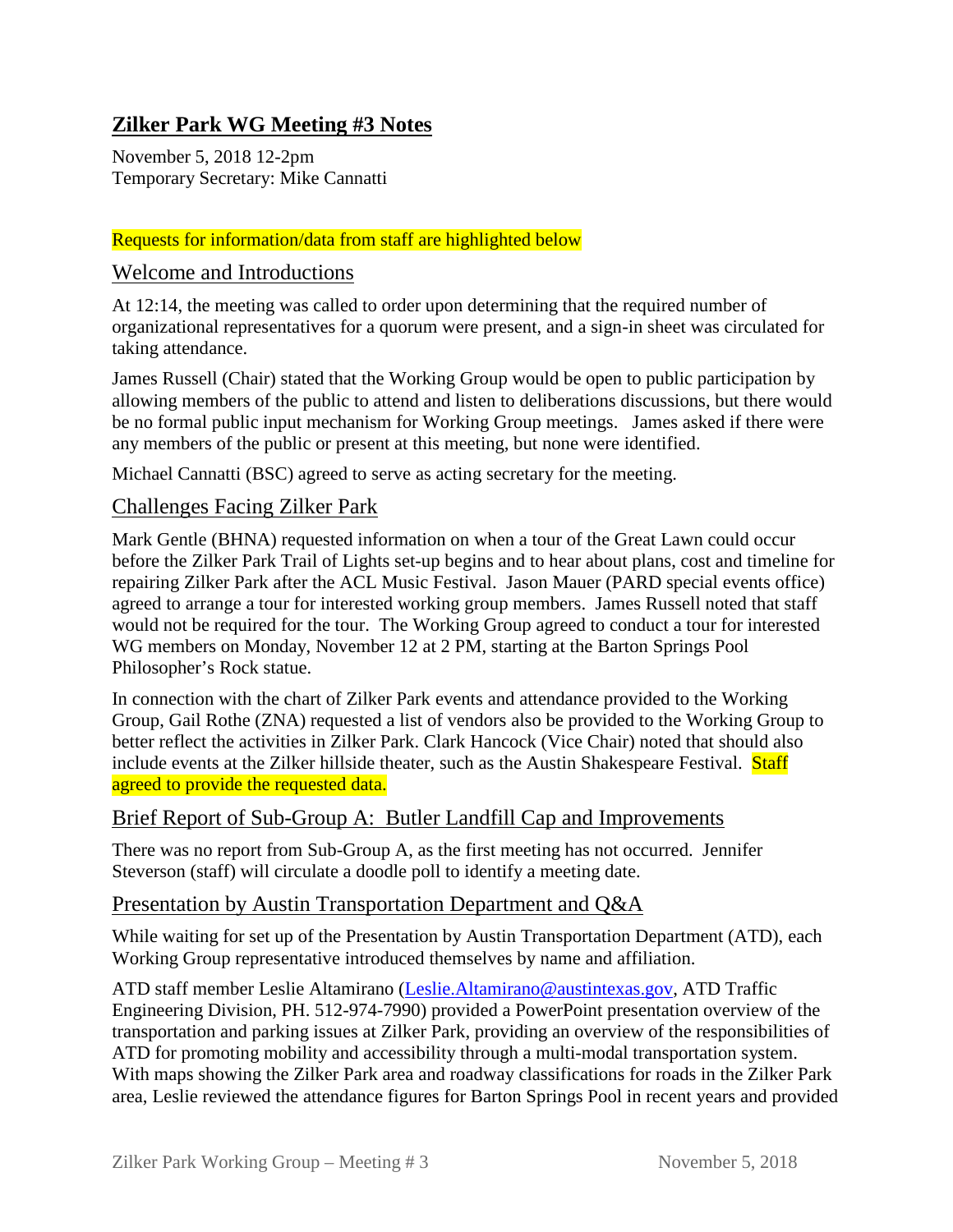# Zilker Park WG Meeting #3 Notes

November 5, 2018 12-2pm
Temporary Secretary: Mike Cannatti

Requests for information/data from staff are highlighted below

## Welcome and Introductions

At 12:14, the meeting was called to order upon determining that the required number of organizational representatives for a quorum were present, and a sign-in sheet was circulated for taking attendance.

James Russell (Chair) stated that the Working Group would be open to public participation by allowing members of the public to attend and listen to deliberations discussions, but there would be no formal public input mechanism for Working Group meetings. James asked if there were any members of the public or present at this meeting, but none were identified.

Michael Cannatti (BSC) agreed to serve as acting secretary for the meeting.

## Challenges Facing Zilker Park

Mark Gentle (BHNA) requested information on when a tour of the Great Lawn could occur before the Zilker Park Trail of Lights set-up begins and to hear about plans, cost and timeline for repairing Zilker Park after the ACL Music Festival. Jason Mauer (PARD special events office) agreed to arrange a tour for interested working group members. James Russell noted that staff would not be required for the tour. The Working Group agreed to conduct a tour for interested WG members on Monday, November 12 at 2 PM, starting at the Barton Springs Pool Philosopher's Rock statue.

In connection with the chart of Zilker Park events and attendance provided to the Working Group, Gail Rothe (ZNA) requested a list of vendors also be provided to the Working Group to better reflect the activities in Zilker Park. Clark Hancock (Vice Chair) noted that should also include events at the Zilker hillside theater, such as the Austin Shakespeare Festival. Staff agreed to provide the requested data.

## Brief Report of Sub-Group A: Butler Landfill Cap and Improvements

There was no report from Sub-Group A, as the first meeting has not occurred. Jennifer Steverson (staff) will circulate a doodle poll to identify a meeting date.

## Presentation by Austin Transportation Department and Q&A

While waiting for set up of the Presentation by Austin Transportation Department (ATD), each Working Group representative introduced themselves by name and affiliation.

ATD staff member Leslie Altamirano (Leslie.Altamirano@austintexas.gov, ATD Traffic Engineering Division, PH. 512-974-7990) provided a PowerPoint presentation overview of the transportation and parking issues at Zilker Park, providing an overview of the responsibilities of ATD for promoting mobility and accessibility through a multi-modal transportation system. With maps showing the Zilker Park area and roadway classifications for roads in the Zilker Park area, Leslie reviewed the attendance figures for Barton Springs Pool in recent years and provided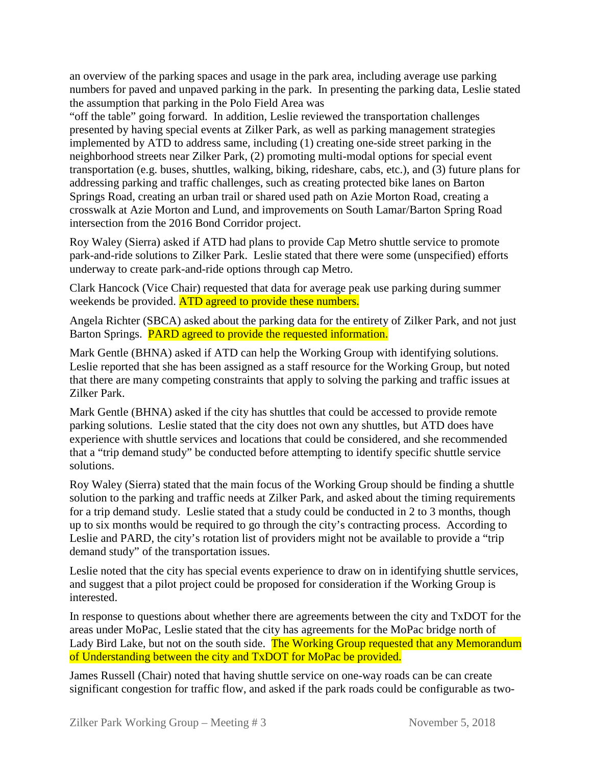an overview of the parking spaces and usage in the park area, including average use parking numbers for paved and unpaved parking in the park. In presenting the parking data, Leslie stated the assumption that parking in the Polo Field Area was "off the table" going forward. In addition, Leslie reviewed the transportation challenges presented by having special events at Zilker Park, as well as parking management strategies implemented by ATD to address same, including (1) creating one-side street parking in the neighborhood streets near Zilker Park, (2) promoting multi-modal options for special event transportation (e.g. buses, shuttles, walking, biking, rideshare, cabs, etc.), and (3) future plans for addressing parking and traffic challenges, such as creating protected bike lanes on Barton Springs Road, creating an urban trail or shared used path on Azie Morton Road, creating a crosswalk at Azie Morton and Lund, and improvements on South Lamar/Barton Spring Road intersection from the 2016 Bond Corridor project.

Roy Waley (Sierra) asked if ATD had plans to provide Cap Metro shuttle service to promote park-and-ride solutions to Zilker Park. Leslie stated that there were some (unspecified) efforts underway to create park-and-ride options through cap Metro.

Clark Hancock (Vice Chair) requested that data for average peak use parking during summer weekends be provided. ATD agreed to provide these numbers.

Angela Richter (SBCA) asked about the parking data for the entirety of Zilker Park, and not just Barton Springs. PARD agreed to provide the requested information.

Mark Gentle (BHNA) asked if ATD can help the Working Group with identifying solutions. Leslie reported that she has been assigned as a staff resource for the Working Group, but noted that there are many competing constraints that apply to solving the parking and traffic issues at Zilker Park.

Mark Gentle (BHNA) asked if the city has shuttles that could be accessed to provide remote parking solutions. Leslie stated that the city does not own any shuttles, but ATD does have experience with shuttle services and locations that could be considered, and she recommended that a "trip demand study" be conducted before attempting to identify specific shuttle service solutions.

Roy Waley (Sierra) stated that the main focus of the Working Group should be finding a shuttle solution to the parking and traffic needs at Zilker Park, and asked about the timing requirements for a trip demand study. Leslie stated that a study could be conducted in 2 to 3 months, though up to six months would be required to go through the city's contracting process. According to Leslie and PARD, the city's rotation list of providers might not be available to provide a "trip demand study" of the transportation issues.

Leslie noted that the city has special events experience to draw on in identifying shuttle services, and suggest that a pilot project could be proposed for consideration if the Working Group is interested.

In response to questions about whether there are agreements between the city and TxDOT for the areas under MoPac, Leslie stated that the city has agreements for the MoPac bridge north of Lady Bird Lake, but not on the south side. The Working Group requested that any Memorandum of Understanding between the city and TxDOT for MoPac be provided.

James Russell (Chair) noted that having shuttle service on one-way roads can be can create significant congestion for traffic flow, and asked if the park roads could be configurable as two-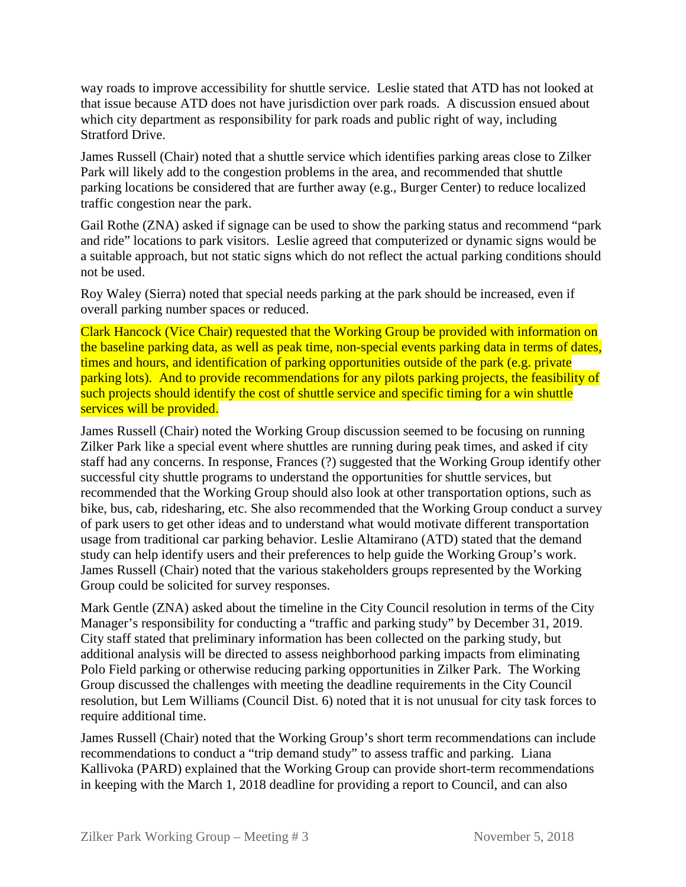way roads to improve accessibility for shuttle service. Leslie stated that ATD has not looked at that issue because ATD does not have jurisdiction over park roads. A discussion ensued about which city department as responsibility for park roads and public right of way, including Stratford Drive.

James Russell (Chair) noted that a shuttle service which identifies parking areas close to Zilker Park will likely add to the congestion problems in the area, and recommended that shuttle parking locations be considered that are further away (e.g., Burger Center) to reduce localized traffic congestion near the park.

Gail Rothe (ZNA) asked if signage can be used to show the parking status and recommend "park and ride" locations to park visitors. Leslie agreed that computerized or dynamic signs would be a suitable approach, but not static signs which do not reflect the actual parking conditions should not be used.

Roy Waley (Sierra) noted that special needs parking at the park should be increased, even if overall parking number spaces or reduced.

Clark Hancock (Vice Chair) requested that the Working Group be provided with information on the baseline parking data, as well as peak time, non-special events parking data in terms of dates, times and hours, and identification of parking opportunities outside of the park (e.g. private parking lots). And to provide recommendations for any pilots parking projects, the feasibility of such projects should identify the cost of shuttle service and specific timing for a win shuttle services will be provided.

James Russell (Chair) noted the Working Group discussion seemed to be focusing on running Zilker Park like a special event where shuttles are running during peak times, and asked if city staff had any concerns. In response, Frances (?) suggested that the Working Group identify other successful city shuttle programs to understand the opportunities for shuttle services, but recommended that the Working Group should also look at other transportation options, such as bike, bus, cab, ridesharing, etc. She also recommended that the Working Group conduct a survey of park users to get other ideas and to understand what would motivate different transportation usage from traditional car parking behavior. Leslie Altamirano (ATD) stated that the demand study can help identify users and their preferences to help guide the Working Group's work. James Russell (Chair) noted that the various stakeholders groups represented by the Working Group could be solicited for survey responses.

Mark Gentle (ZNA) asked about the timeline in the City Council resolution in terms of the City Manager's responsibility for conducting a "traffic and parking study" by December 31, 2019. City staff stated that preliminary information has been collected on the parking study, but additional analysis will be directed to assess neighborhood parking impacts from eliminating Polo Field parking or otherwise reducing parking opportunities in Zilker Park. The Working Group discussed the challenges with meeting the deadline requirements in the City Council resolution, but Lem Williams (Council Dist. 6) noted that it is not unusual for city task forces to require additional time.

James Russell (Chair) noted that the Working Group's short term recommendations can include recommendations to conduct a "trip demand study" to assess traffic and parking. Liana Kallivoka (PARD) explained that the Working Group can provide short-term recommendations in keeping with the March 1, 2018 deadline for providing a report to Council, and can also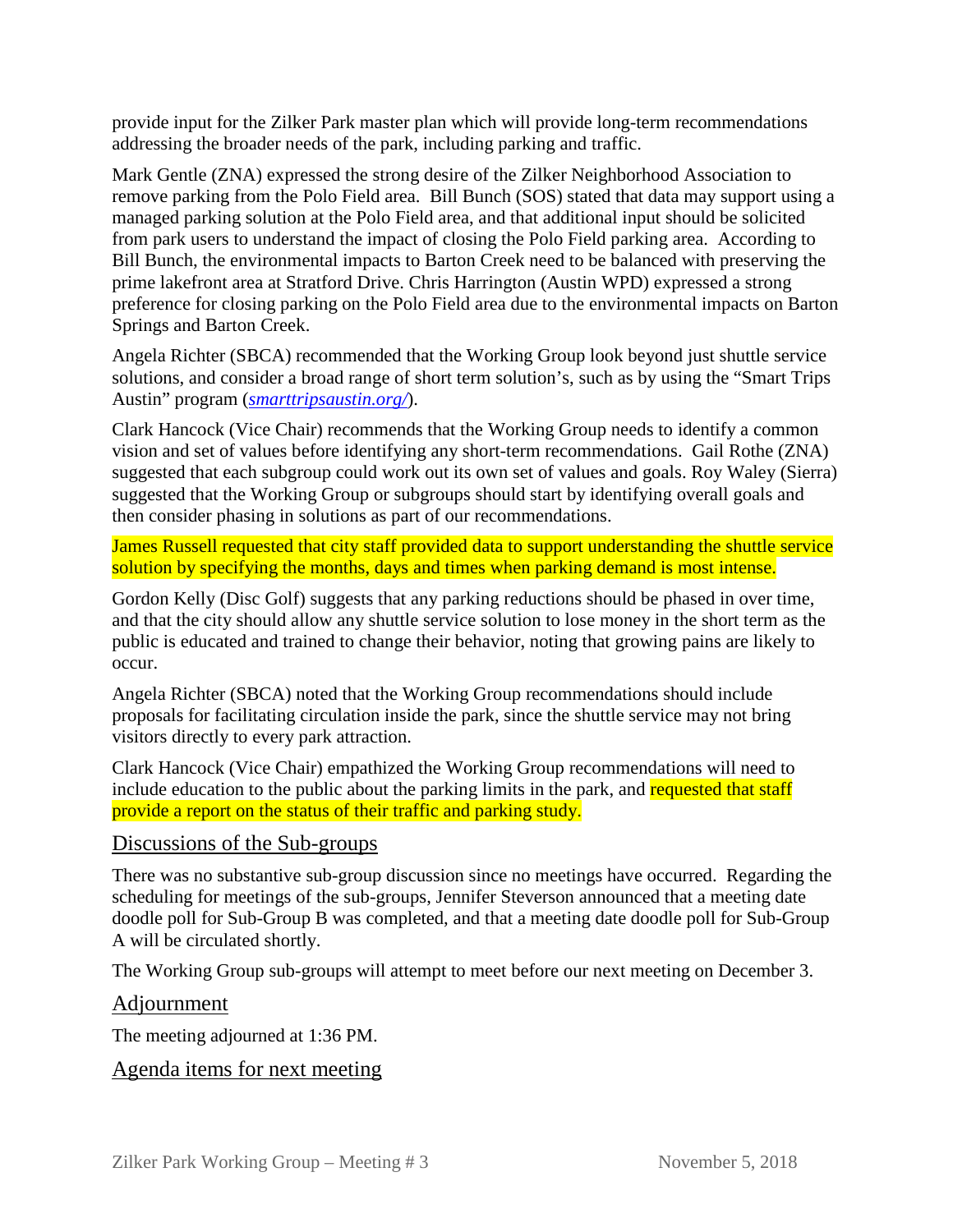provide input for the Zilker Park master plan which will provide long-term recommendations addressing the broader needs of the park, including parking and traffic.

Mark Gentle (ZNA) expressed the strong desire of the Zilker Neighborhood Association to remove parking from the Polo Field area. Bill Bunch (SOS) stated that data may support using a managed parking solution at the Polo Field area, and that additional input should be solicited from park users to understand the impact of closing the Polo Field parking area. According to Bill Bunch, the environmental impacts to Barton Creek need to be balanced with preserving the prime lakefront area at Stratford Drive. Chris Harrington (Austin WPD) expressed a strong preference for closing parking on the Polo Field area due to the environmental impacts on Barton Springs and Barton Creek.

Angela Richter (SBCA) recommended that the Working Group look beyond just shuttle service solutions, and consider a broad range of short term solution's, such as by using the "Smart Trips Austin" program (*smarttripsaustin.org/*).

Clark Hancock (Vice Chair) recommends that the Working Group needs to identify a common vision and set of values before identifying any short-term recommendations. Gail Rothe (ZNA) suggested that each subgroup could work out its own set of values and goals. Roy Waley (Sierra) suggested that the Working Group or subgroups should start by identifying overall goals and then consider phasing in solutions as part of our recommendations.

James Russell requested that city staff provided data to support understanding the shuttle service solution by specifying the months, days and times when parking demand is most intense.

Gordon Kelly (Disc Golf) suggests that any parking reductions should be phased in over time, and that the city should allow any shuttle service solution to lose money in the short term as the public is educated and trained to change their behavior, noting that growing pains are likely to occur.

Angela Richter (SBCA) noted that the Working Group recommendations should include proposals for facilitating circulation inside the park, since the shuttle service may not bring visitors directly to every park attraction.

Clark Hancock (Vice Chair) empathized the Working Group recommendations will need to include education to the public about the parking limits in the park, and requested that staff provide a report on the status of their traffic and parking study.

## Discussions of the Sub-groups

There was no substantive sub-group discussion since no meetings have occurred. Regarding the scheduling for meetings of the sub-groups, Jennifer Steverson announced that a meeting date doodle poll for Sub-Group B was completed, and that a meeting date doodle poll for Sub-Group A will be circulated shortly.

The Working Group sub-groups will attempt to meet before our next meeting on December 3.

## Adjournment

The meeting adjourned at 1:36 PM.

## Agenda items for next meeting